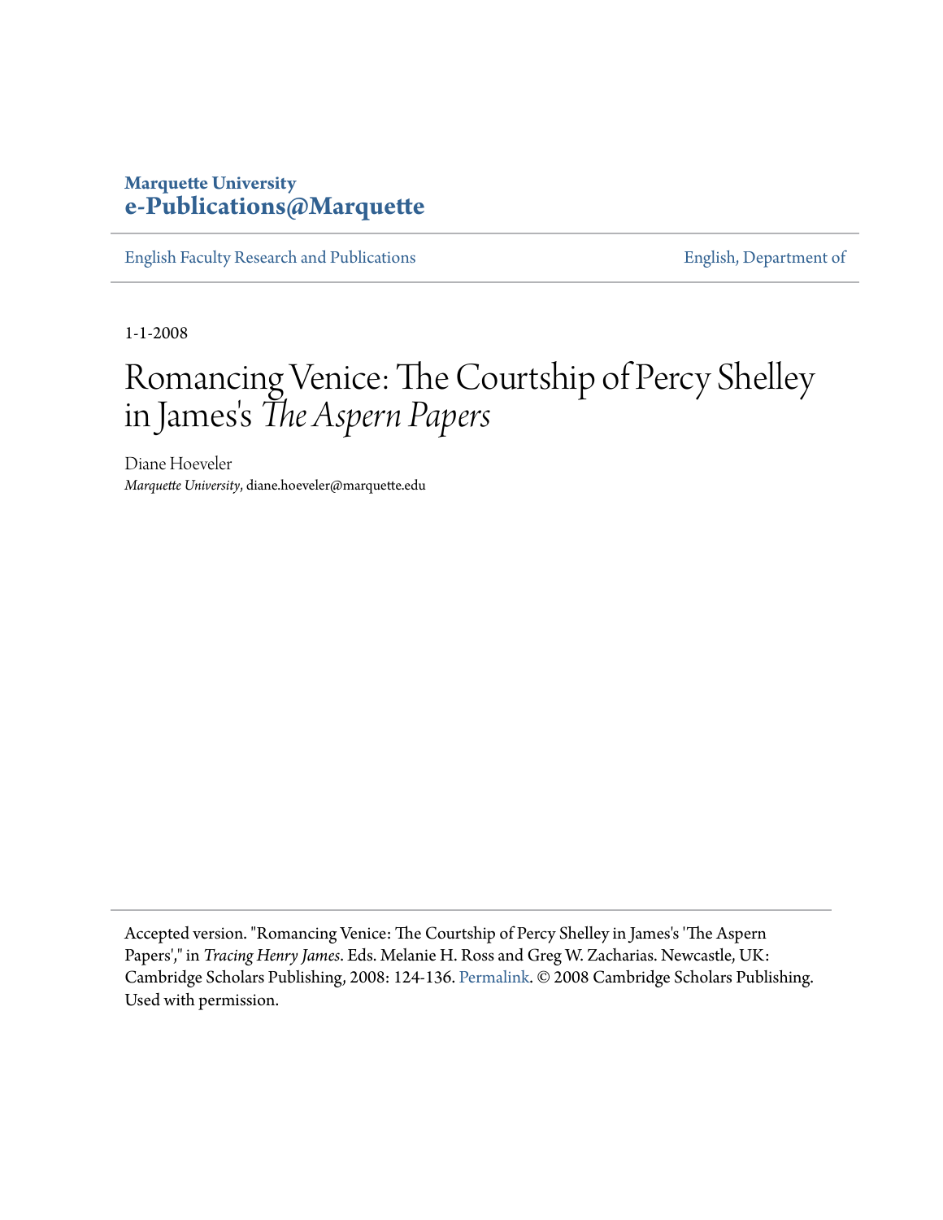**Marquette University**
**e-Publications@Marquette**

English Faculty Research and Publications | English, Department of

1-1-2008

# Romancing Venice: The Courtship of Percy Shelley in James's *The Aspern Papers*

Diane Hoeveler
*Marquette University*, diane.hoeveler@marquette.edu

Accepted version. "Romancing Venice: The Courtship of Percy Shelley in James's 'The Aspern Papers'," in *Tracing Henry James*. Eds. Melanie H. Ross and Greg W. Zacharias. Newcastle, UK: Cambridge Scholars Publishing, 2008: 124-136. Permalink. © 2008 Cambridge Scholars Publishing. Used with permission.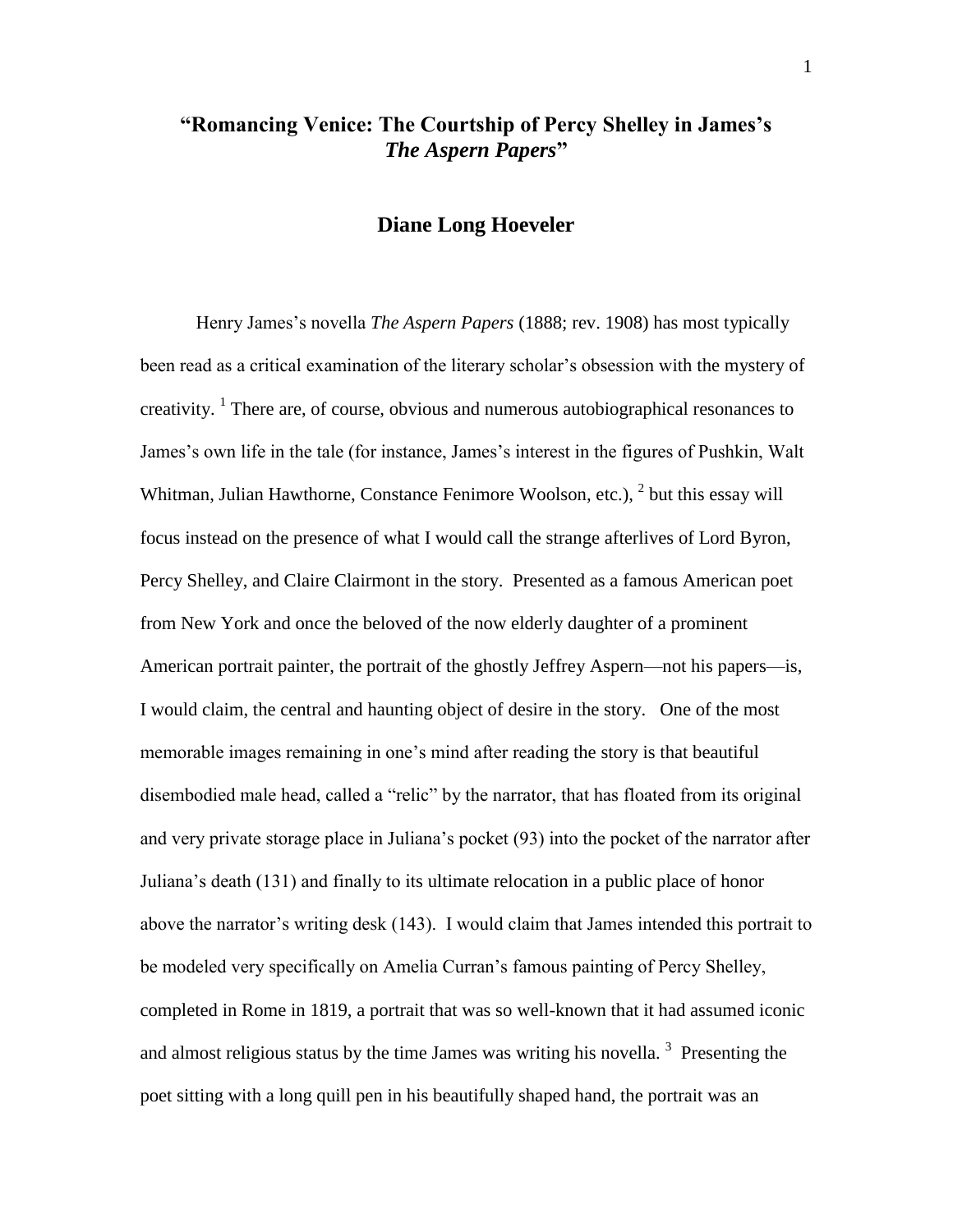# "Romancing Venice: The Courtship of Percy Shelley in James's *The Aspern Papers*"

## Diane Long Hoeveler

Henry James's novella *The Aspern Papers* (1888; rev. 1908) has most typically been read as a critical examination of the literary scholar's obsession with the mystery of creativity. [1] There are, of course, obvious and numerous autobiographical resonances to James's own life in the tale (for instance, James's interest in the figures of Pushkin, Walt Whitman, Julian Hawthorne, Constance Fenimore Woolson, etc.), [2] but this essay will focus instead on the presence of what I would call the strange afterlives of Lord Byron, Percy Shelley, and Claire Clairmont in the story. Presented as a famous American poet from New York and once the beloved of the now elderly daughter of a prominent American portrait painter, the portrait of the ghostly Jeffrey Aspern—not his papers—is, I would claim, the central and haunting object of desire in the story. One of the most memorable images remaining in one's mind after reading the story is that beautiful disembodied male head, called a "relic" by the narrator, that has floated from its original and very private storage place in Juliana's pocket (93) into the pocket of the narrator after Juliana's death (131) and finally to its ultimate relocation in a public place of honor above the narrator's writing desk (143). I would claim that James intended this portrait to be modeled very specifically on Amelia Curran's famous painting of Percy Shelley, completed in Rome in 1819, a portrait that was so well-known that it had assumed iconic and almost religious status by the time James was writing his novella. [3] Presenting the poet sitting with a long quill pen in his beautifully shaped hand, the portrait was an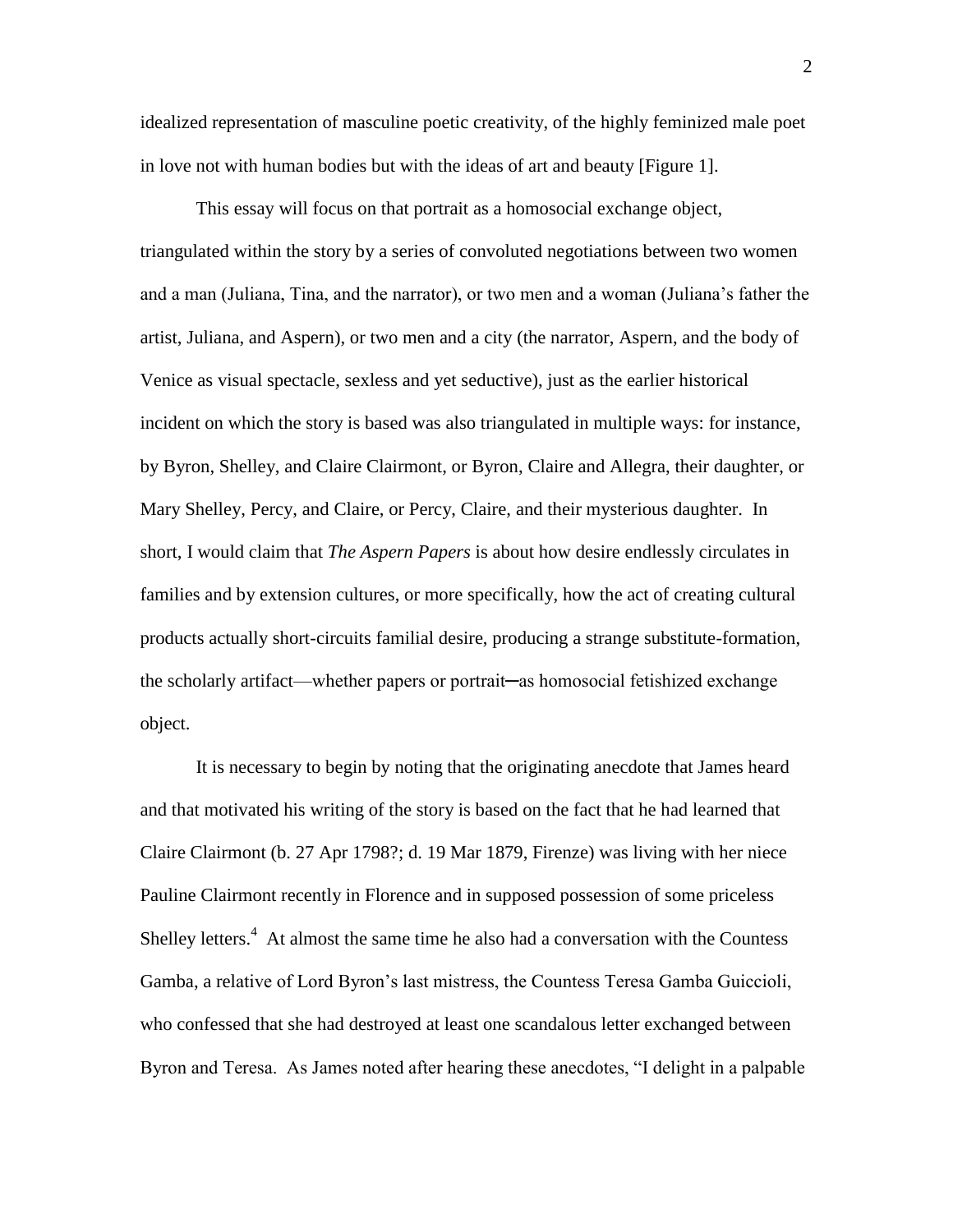idealized representation of masculine poetic creativity, of the highly feminized male poet in love not with human bodies but with the ideas of art and beauty [Figure 1].

This essay will focus on that portrait as a homosocial exchange object, triangulated within the story by a series of convoluted negotiations between two women and a man (Juliana, Tina, and the narrator), or two men and a woman (Juliana's father the artist, Juliana, and Aspern), or two men and a city (the narrator, Aspern, and the body of Venice as visual spectacle, sexless and yet seductive), just as the earlier historical incident on which the story is based was also triangulated in multiple ways: for instance, by Byron, Shelley, and Claire Clairmont, or Byron, Claire and Allegra, their daughter, or Mary Shelley, Percy, and Claire, or Percy, Claire, and their mysterious daughter. In short, I would claim that *The Aspern Papers* is about how desire endlessly circulates in families and by extension cultures, or more specifically, how the act of creating cultural products actually short-circuits familial desire, producing a strange substitute-formation, the scholarly artifact—whether papers or portrait—as homosocial fetishized exchange object.

It is necessary to begin by noting that the originating anecdote that James heard and that motivated his writing of the story is based on the fact that he had learned that Claire Clairmont (b. 27 Apr 1798?; d. 19 Mar 1879, Firenze) was living with her niece Pauline Clairmont recently in Florence and in supposed possession of some priceless Shelley letters.[4] At almost the same time he also had a conversation with the Countess Gamba, a relative of Lord Byron's last mistress, the Countess Teresa Gamba Guiccioli, who confessed that she had destroyed at least one scandalous letter exchanged between Byron and Teresa. As James noted after hearing these anecdotes, "I delight in a palpable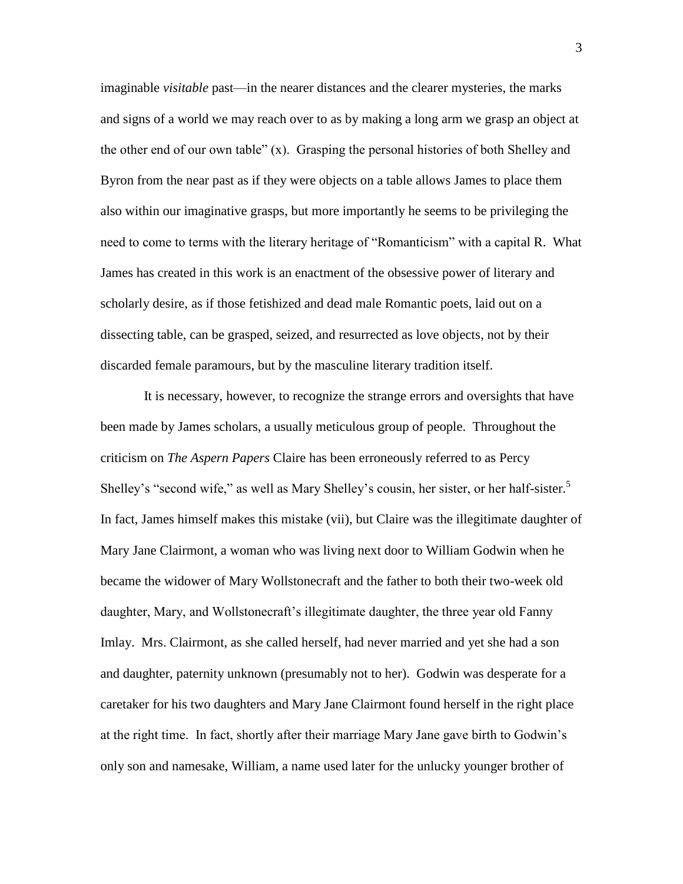imaginable *visitable* past—in the nearer distances and the clearer mysteries, the marks and signs of a world we may reach over to as by making a long arm we grasp an object at the other end of our own table" (x). Grasping the personal histories of both Shelley and Byron from the near past as if they were objects on a table allows James to place them also within our imaginative grasps, but more importantly he seems to be privileging the need to come to terms with the literary heritage of "Romanticism" with a capital R. What James has created in this work is an enactment of the obsessive power of literary and scholarly desire, as if those fetishized and dead male Romantic poets, laid out on a dissecting table, can be grasped, seized, and resurrected as love objects, not by their discarded female paramours, but by the masculine literary tradition itself.

It is necessary, however, to recognize the strange errors and oversights that have been made by James scholars, a usually meticulous group of people. Throughout the criticism on *The Aspern Papers* Claire has been erroneously referred to as Percy Shelley's "second wife," as well as Mary Shelley's cousin, her sister, or her half-sister.[5] In fact, James himself makes this mistake (vii), but Claire was the illegitimate daughter of Mary Jane Clairmont, a woman who was living next door to William Godwin when he became the widower of Mary Wollstonecraft and the father to both their two-week old daughter, Mary, and Wollstonecraft's illegitimate daughter, the three year old Fanny Imlay. Mrs. Clairmont, as she called herself, had never married and yet she had a son and daughter, paternity unknown (presumably not to her). Godwin was desperate for a caretaker for his two daughters and Mary Jane Clairmont found herself in the right place at the right time. In fact, shortly after their marriage Mary Jane gave birth to Godwin's only son and namesake, William, a name used later for the unlucky younger brother of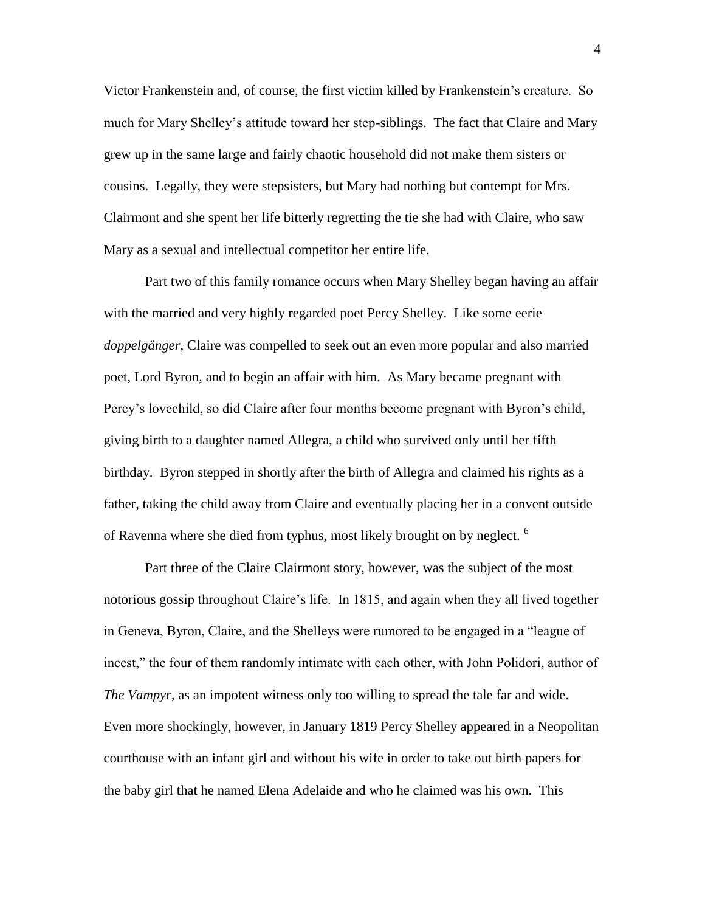Victor Frankenstein and, of course, the first victim killed by Frankenstein's creature. So much for Mary Shelley's attitude toward her step-siblings. The fact that Claire and Mary grew up in the same large and fairly chaotic household did not make them sisters or cousins. Legally, they were stepsisters, but Mary had nothing but contempt for Mrs. Clairmont and she spent her life bitterly regretting the tie she had with Claire, who saw Mary as a sexual and intellectual competitor her entire life.

Part two of this family romance occurs when Mary Shelley began having an affair with the married and very highly regarded poet Percy Shelley. Like some eerie *doppelgänger*, Claire was compelled to seek out an even more popular and also married poet, Lord Byron, and to begin an affair with him. As Mary became pregnant with Percy's lovechild, so did Claire after four months become pregnant with Byron's child, giving birth to a daughter named Allegra, a child who survived only until her fifth birthday. Byron stepped in shortly after the birth of Allegra and claimed his rights as a father, taking the child away from Claire and eventually placing her in a convent outside of Ravenna where she died from typhus, most likely brought on by neglect. [6]

Part three of the Claire Clairmont story, however, was the subject of the most notorious gossip throughout Claire's life. In 1815, and again when they all lived together in Geneva, Byron, Claire, and the Shelleys were rumored to be engaged in a "league of incest," the four of them randomly intimate with each other, with John Polidori, author of *The Vampyr*, as an impotent witness only too willing to spread the tale far and wide. Even more shockingly, however, in January 1819 Percy Shelley appeared in a Neopolitan courthouse with an infant girl and without his wife in order to take out birth papers for the baby girl that he named Elena Adelaide and who he claimed was his own. This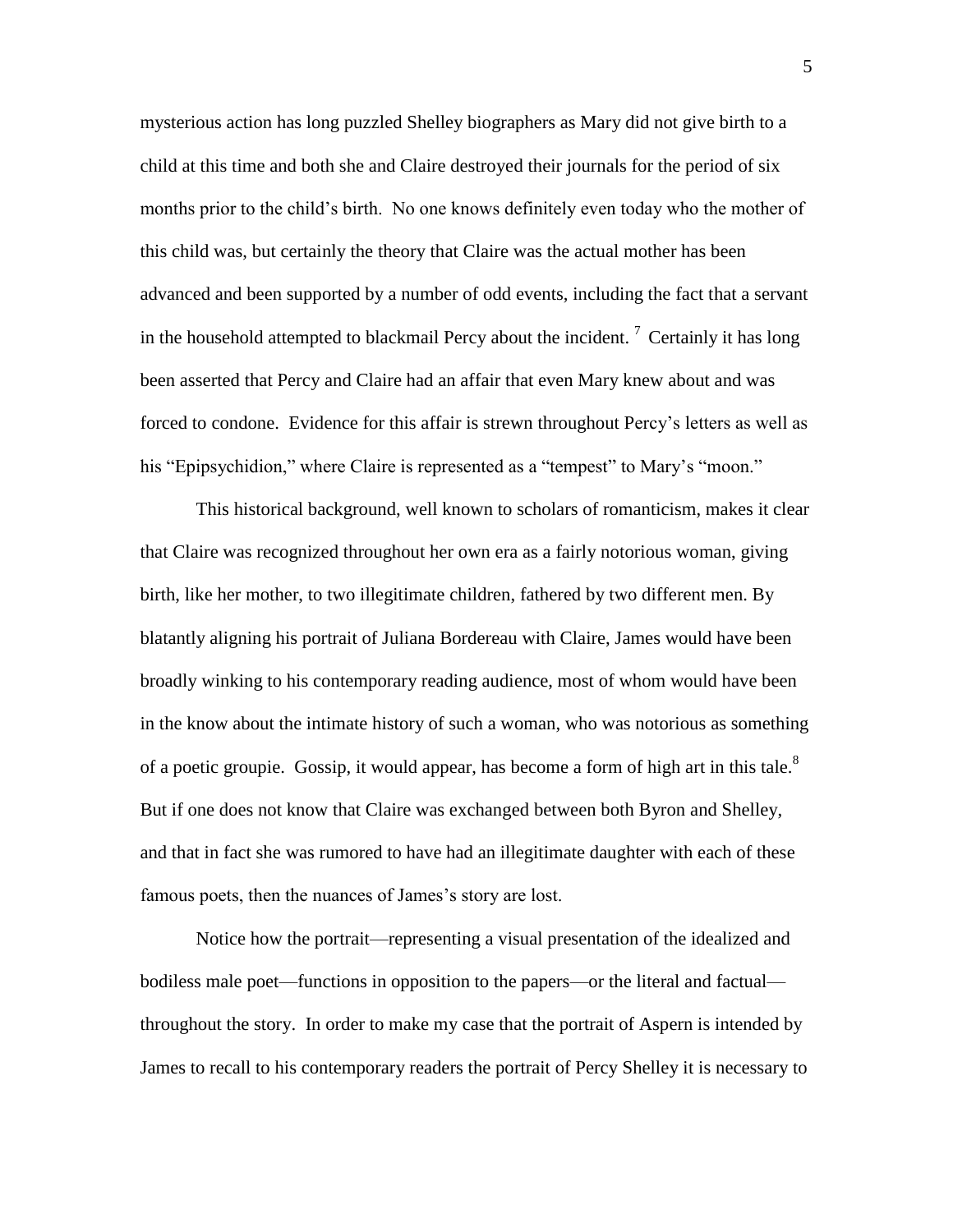mysterious action has long puzzled Shelley biographers as Mary did not give birth to a child at this time and both she and Claire destroyed their journals for the period of six months prior to the child's birth. No one knows definitely even today who the mother of this child was, but certainly the theory that Claire was the actual mother has been advanced and been supported by a number of odd events, including the fact that a servant in the household attempted to blackmail Percy about the incident. [7] Certainly it has long been asserted that Percy and Claire had an affair that even Mary knew about and was forced to condone. Evidence for this affair is strewn throughout Percy's letters as well as his "Epipsychidion," where Claire is represented as a "tempest" to Mary's "moon."

This historical background, well known to scholars of romanticism, makes it clear that Claire was recognized throughout her own era as a fairly notorious woman, giving birth, like her mother, to two illegitimate children, fathered by two different men. By blatantly aligning his portrait of Juliana Bordereau with Claire, James would have been broadly winking to his contemporary reading audience, most of whom would have been in the know about the intimate history of such a woman, who was notorious as something of a poetic groupie. Gossip, it would appear, has become a form of high art in this tale.[8] But if one does not know that Claire was exchanged between both Byron and Shelley, and that in fact she was rumored to have had an illegitimate daughter with each of these famous poets, then the nuances of James's story are lost.

Notice how the portrait—representing a visual presentation of the idealized and bodiless male poet—functions in opposition to the papers—or the literal and factual—throughout the story. In order to make my case that the portrait of Aspern is intended by James to recall to his contemporary readers the portrait of Percy Shelley it is necessary to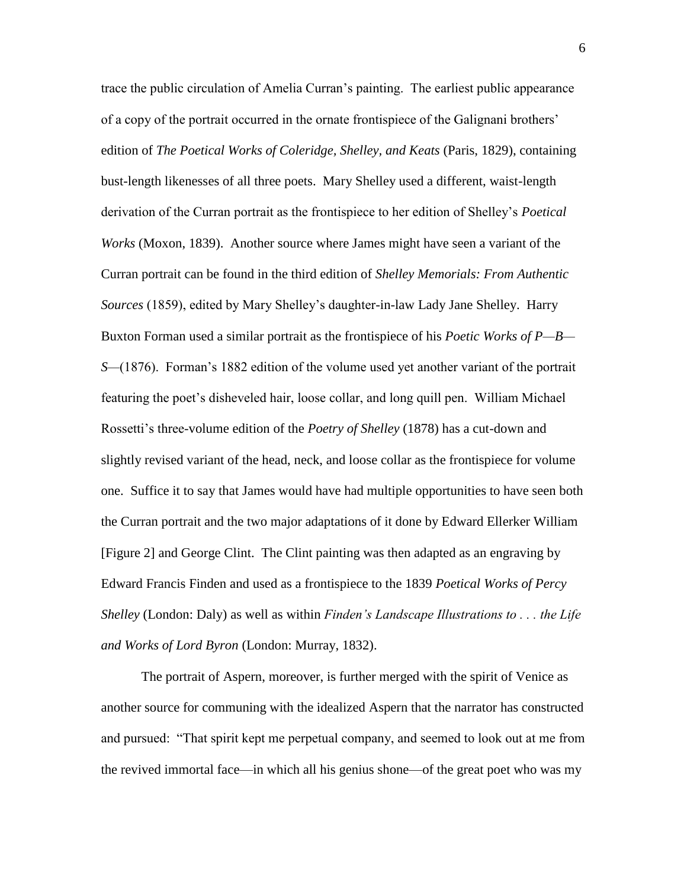trace the public circulation of Amelia Curran's painting. The earliest public appearance of a copy of the portrait occurred in the ornate frontispiece of the Galignani brothers' edition of *The Poetical Works of Coleridge, Shelley, and Keats* (Paris, 1829), containing bust-length likenesses of all three poets. Mary Shelley used a different, waist-length derivation of the Curran portrait as the frontispiece to her edition of Shelley's *Poetical Works* (Moxon, 1839). Another source where James might have seen a variant of the Curran portrait can be found in the third edition of *Shelley Memorials: From Authentic Sources* (1859), edited by Mary Shelley's daughter-in-law Lady Jane Shelley. Harry Buxton Forman used a similar portrait as the frontispiece of his *Poetic Works of P—B—S—*(1876). Forman's 1882 edition of the volume used yet another variant of the portrait featuring the poet's disheveled hair, loose collar, and long quill pen. William Michael Rossetti's three-volume edition of the *Poetry of Shelley* (1878) has a cut-down and slightly revised variant of the head, neck, and loose collar as the frontispiece for volume one. Suffice it to say that James would have had multiple opportunities to have seen both the Curran portrait and the two major adaptations of it done by Edward Ellerker William [Figure 2] and George Clint. The Clint painting was then adapted as an engraving by Edward Francis Finden and used as a frontispiece to the 1839 *Poetical Works of Percy Shelley* (London: Daly) as well as within *Finden's Landscape Illustrations to . . . the Life and Works of Lord Byron* (London: Murray, 1832).

The portrait of Aspern, moreover, is further merged with the spirit of Venice as another source for communing with the idealized Aspern that the narrator has constructed and pursued: "That spirit kept me perpetual company, and seemed to look out at me from the revived immortal face—in which all his genius shone—of the great poet who was my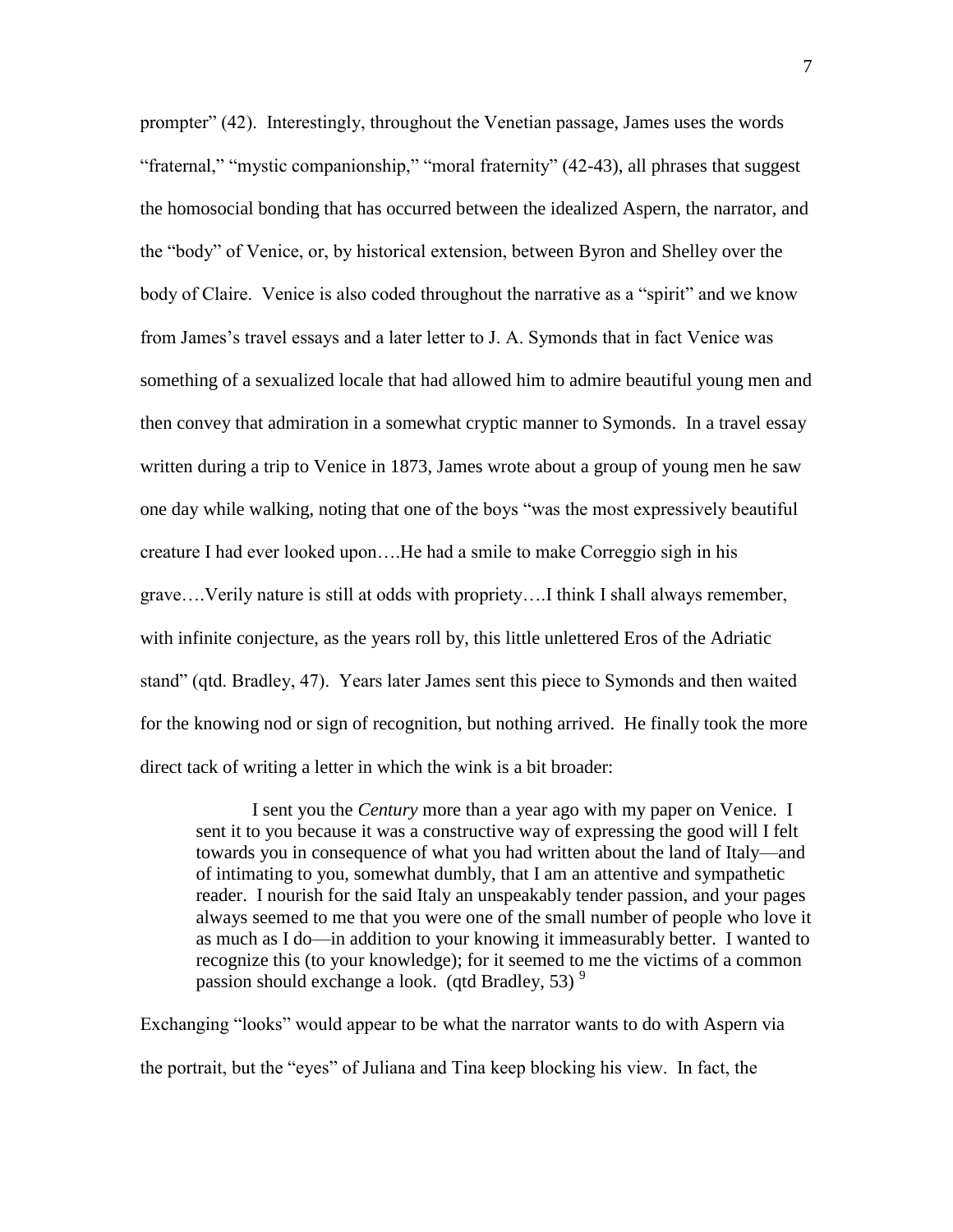prompter" (42). Interestingly, throughout the Venetian passage, James uses the words "fraternal," "mystic companionship," "moral fraternity" (42-43), all phrases that suggest the homosocial bonding that has occurred between the idealized Aspern, the narrator, and the "body" of Venice, or, by historical extension, between Byron and Shelley over the body of Claire. Venice is also coded throughout the narrative as a "spirit" and we know from James's travel essays and a later letter to J. A. Symonds that in fact Venice was something of a sexualized locale that had allowed him to admire beautiful young men and then convey that admiration in a somewhat cryptic manner to Symonds. In a travel essay written during a trip to Venice in 1873, James wrote about a group of young men he saw one day while walking, noting that one of the boys "was the most expressively beautiful creature I had ever looked upon….He had a smile to make Correggio sigh in his grave….Verily nature is still at odds with propriety….I think I shall always remember, with infinite conjecture, as the years roll by, this little unlettered Eros of the Adriatic stand" (qtd. Bradley, 47). Years later James sent this piece to Symonds and then waited for the knowing nod or sign of recognition, but nothing arrived. He finally took the more direct tack of writing a letter in which the wink is a bit broader:

> I sent you the *Century* more than a year ago with my paper on Venice. I sent it to you because it was a constructive way of expressing the good will I felt towards you in consequence of what you had written about the land of Italy—and of intimating to you, somewhat dumbly, that I am an attentive and sympathetic reader. I nourish for the said Italy an unspeakably tender passion, and your pages always seemed to me that you were one of the small number of people who love it as much as I do—in addition to your knowing it immeasurably better. I wanted to recognize this (to your knowledge); for it seemed to me the victims of a common passion should exchange a look. (qtd Bradley, 53) [9]

Exchanging "looks" would appear to be what the narrator wants to do with Aspern via the portrait, but the "eyes" of Juliana and Tina keep blocking his view. In fact, the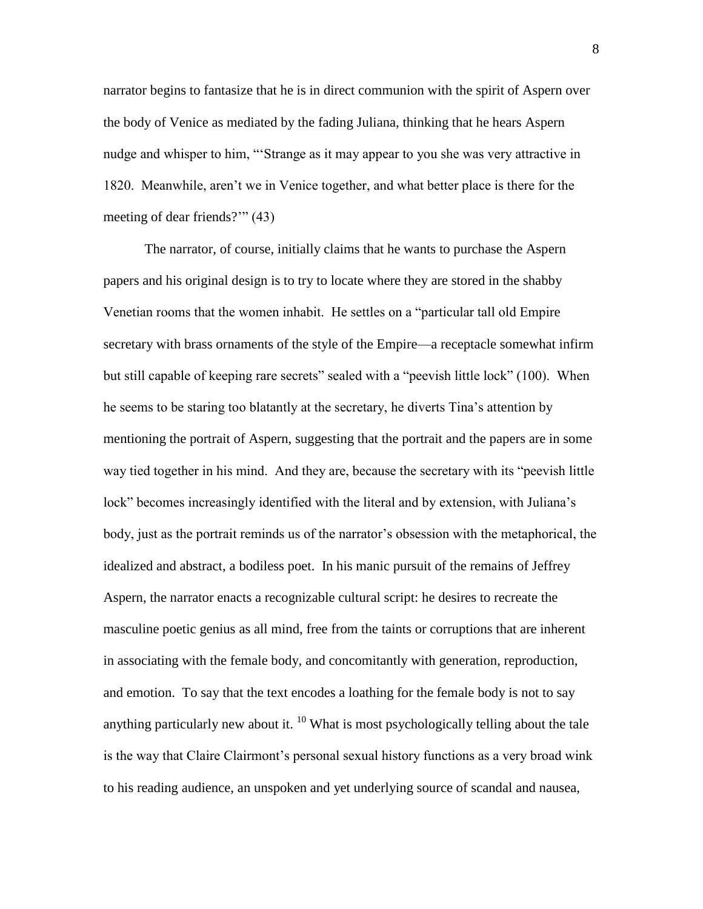narrator begins to fantasize that he is in direct communion with the spirit of Aspern over the body of Venice as mediated by the fading Juliana, thinking that he hears Aspern nudge and whisper to him, "'Strange as it may appear to you she was very attractive in 1820. Meanwhile, aren't we in Venice together, and what better place is there for the meeting of dear friends?'" (43)

The narrator, of course, initially claims that he wants to purchase the Aspern papers and his original design is to try to locate where they are stored in the shabby Venetian rooms that the women inhabit. He settles on a "particular tall old Empire secretary with brass ornaments of the style of the Empire—a receptacle somewhat infirm but still capable of keeping rare secrets" sealed with a "peevish little lock" (100). When he seems to be staring too blatantly at the secretary, he diverts Tina's attention by mentioning the portrait of Aspern, suggesting that the portrait and the papers are in some way tied together in his mind. And they are, because the secretary with its "peevish little lock" becomes increasingly identified with the literal and by extension, with Juliana's body, just as the portrait reminds us of the narrator's obsession with the metaphorical, the idealized and abstract, a bodiless poet. In his manic pursuit of the remains of Jeffrey Aspern, the narrator enacts a recognizable cultural script: he desires to recreate the masculine poetic genius as all mind, free from the taints or corruptions that are inherent in associating with the female body, and concomitantly with generation, reproduction, and emotion. To say that the text encodes a loathing for the female body is not to say anything particularly new about it. [10] What is most psychologically telling about the tale is the way that Claire Clairmont's personal sexual history functions as a very broad wink to his reading audience, an unspoken and yet underlying source of scandal and nausea,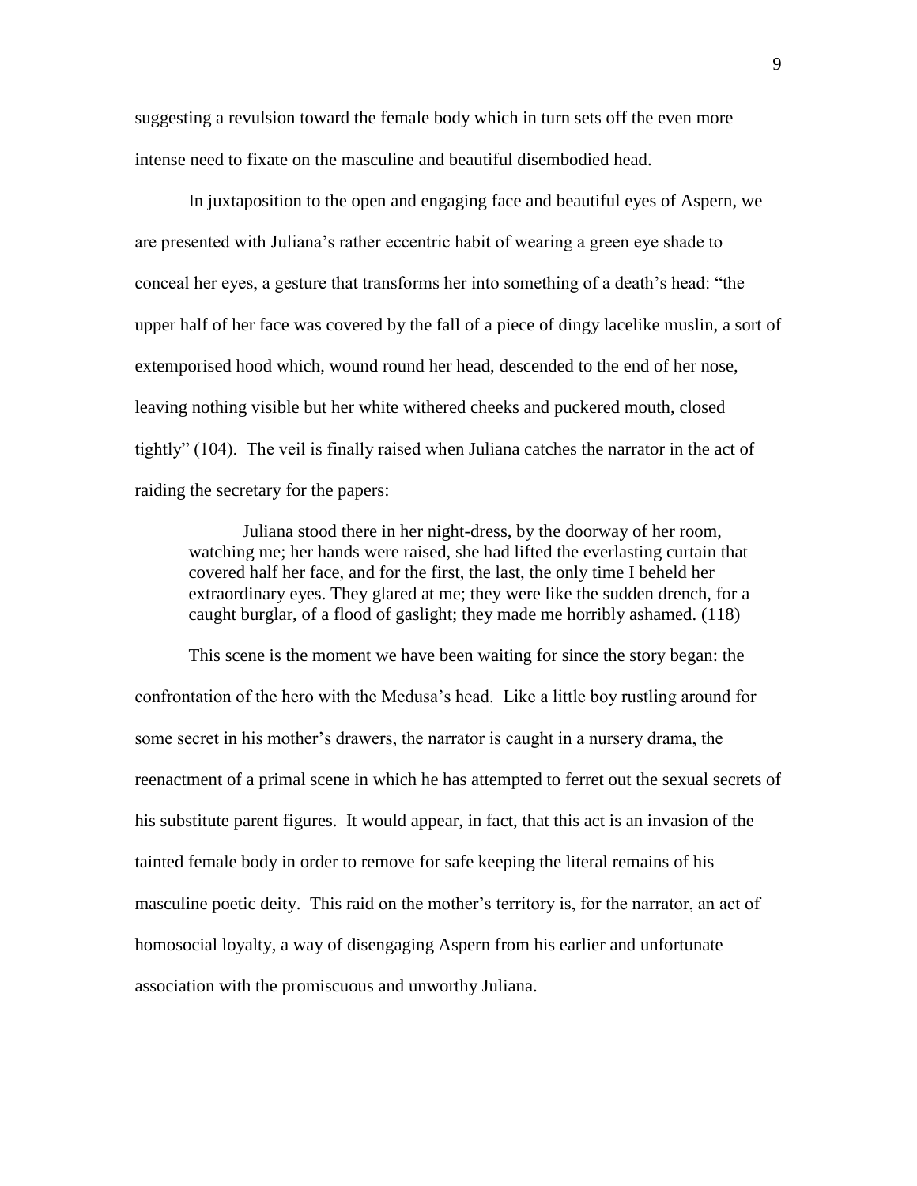suggesting a revulsion toward the female body which in turn sets off the even more intense need to fixate on the masculine and beautiful disembodied head.

In juxtaposition to the open and engaging face and beautiful eyes of Aspern, we are presented with Juliana's rather eccentric habit of wearing a green eye shade to conceal her eyes, a gesture that transforms her into something of a death's head: "the upper half of her face was covered by the fall of a piece of dingy lacelike muslin, a sort of extemporised hood which, wound round her head, descended to the end of her nose, leaving nothing visible but her white withered cheeks and puckered mouth, closed tightly" (104). The veil is finally raised when Juliana catches the narrator in the act of raiding the secretary for the papers:

> Juliana stood there in her night-dress, by the doorway of her room, watching me; her hands were raised, she had lifted the everlasting curtain that covered half her face, and for the first, the last, the only time I beheld her extraordinary eyes. They glared at me; they were like the sudden drench, for a caught burglar, of a flood of gaslight; they made me horribly ashamed. (118)

This scene is the moment we have been waiting for since the story began: the confrontation of the hero with the Medusa's head. Like a little boy rustling around for some secret in his mother's drawers, the narrator is caught in a nursery drama, the reenactment of a primal scene in which he has attempted to ferret out the sexual secrets of his substitute parent figures. It would appear, in fact, that this act is an invasion of the tainted female body in order to remove for safe keeping the literal remains of his masculine poetic deity. This raid on the mother's territory is, for the narrator, an act of homosocial loyalty, a way of disengaging Aspern from his earlier and unfortunate association with the promiscuous and unworthy Juliana.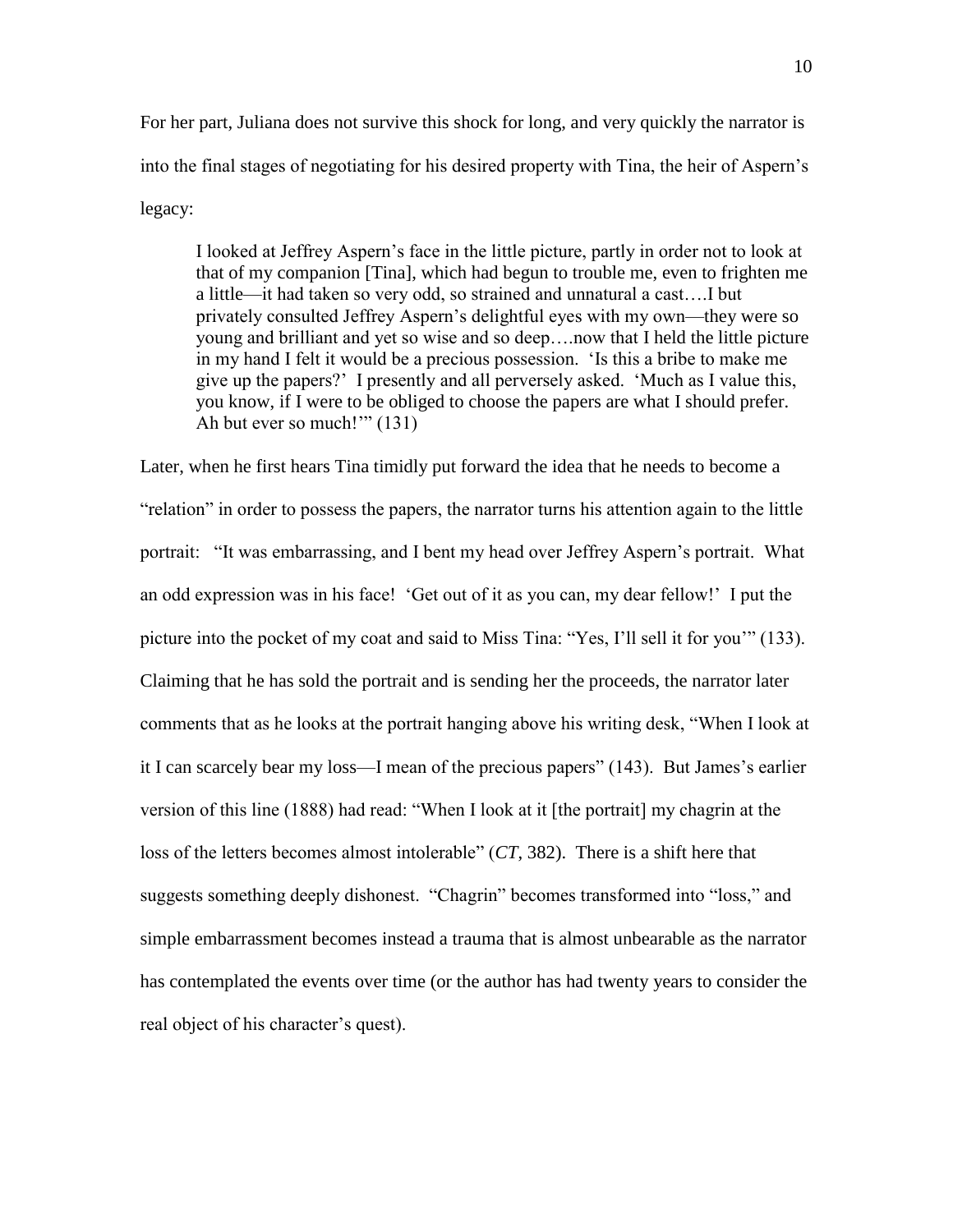For her part, Juliana does not survive this shock for long, and very quickly the narrator is into the final stages of negotiating for his desired property with Tina, the heir of Aspern's legacy:

> I looked at Jeffrey Aspern's face in the little picture, partly in order not to look at that of my companion [Tina], which had begun to trouble me, even to frighten me a little—it had taken so very odd, so strained and unnatural a cast….I but privately consulted Jeffrey Aspern's delightful eyes with my own—they were so young and brilliant and yet so wise and so deep….now that I held the little picture in my hand I felt it would be a precious possession. 'Is this a bribe to make me give up the papers?' I presently and all perversely asked. 'Much as I value this, you know, if I were to be obliged to choose the papers are what I should prefer. Ah but ever so much!'" (131)

Later, when he first hears Tina timidly put forward the idea that he needs to become a "relation" in order to possess the papers, the narrator turns his attention again to the little portrait: "It was embarrassing, and I bent my head over Jeffrey Aspern's portrait. What an odd expression was in his face! 'Get out of it as you can, my dear fellow!' I put the picture into the pocket of my coat and said to Miss Tina: "Yes, I'll sell it for you'" (133). Claiming that he has sold the portrait and is sending her the proceeds, the narrator later comments that as he looks at the portrait hanging above his writing desk, "When I look at it I can scarcely bear my loss—I mean of the precious papers" (143). But James's earlier version of this line (1888) had read: "When I look at it [the portrait] my chagrin at the loss of the letters becomes almost intolerable" (*CT*, 382). There is a shift here that suggests something deeply dishonest. "Chagrin" becomes transformed into "loss," and simple embarrassment becomes instead a trauma that is almost unbearable as the narrator has contemplated the events over time (or the author has had twenty years to consider the real object of his character's quest).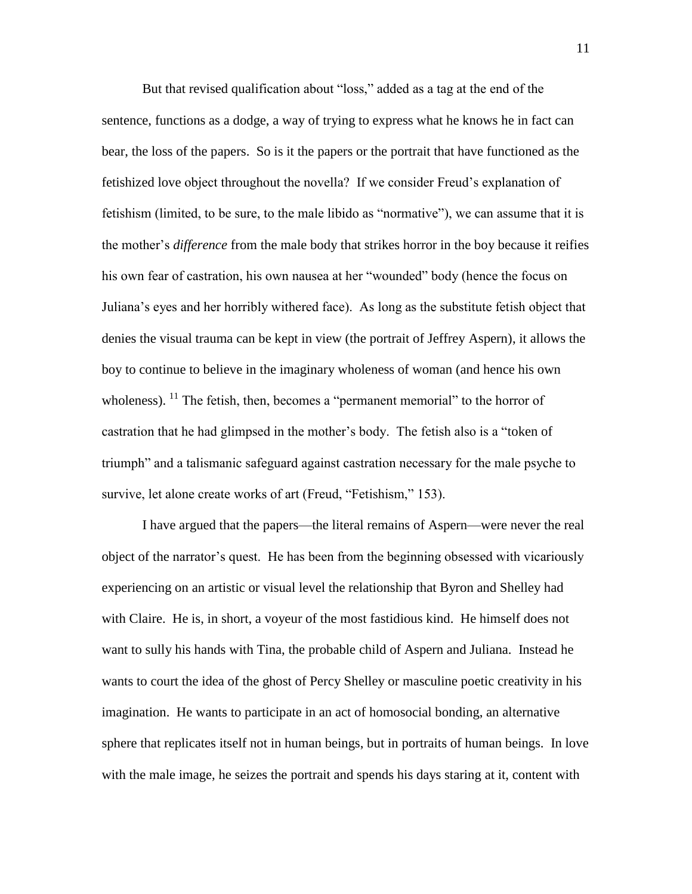But that revised qualification about "loss," added as a tag at the end of the sentence, functions as a dodge, a way of trying to express what he knows he in fact can bear, the loss of the papers. So is it the papers or the portrait that have functioned as the fetishized love object throughout the novella? If we consider Freud's explanation of fetishism (limited, to be sure, to the male libido as "normative"), we can assume that it is the mother's *difference* from the male body that strikes horror in the boy because it reifies his own fear of castration, his own nausea at her "wounded" body (hence the focus on Juliana's eyes and her horribly withered face). As long as the substitute fetish object that denies the visual trauma can be kept in view (the portrait of Jeffrey Aspern), it allows the boy to continue to believe in the imaginary wholeness of woman (and hence his own wholeness). [11] The fetish, then, becomes a "permanent memorial" to the horror of castration that he had glimpsed in the mother's body. The fetish also is a "token of triumph" and a talismanic safeguard against castration necessary for the male psyche to survive, let alone create works of art (Freud, "Fetishism," 153).

I have argued that the papers—the literal remains of Aspern—were never the real object of the narrator's quest. He has been from the beginning obsessed with vicariously experiencing on an artistic or visual level the relationship that Byron and Shelley had with Claire. He is, in short, a voyeur of the most fastidious kind. He himself does not want to sully his hands with Tina, the probable child of Aspern and Juliana. Instead he wants to court the idea of the ghost of Percy Shelley or masculine poetic creativity in his imagination. He wants to participate in an act of homosocial bonding, an alternative sphere that replicates itself not in human beings, but in portraits of human beings. In love with the male image, he seizes the portrait and spends his days staring at it, content with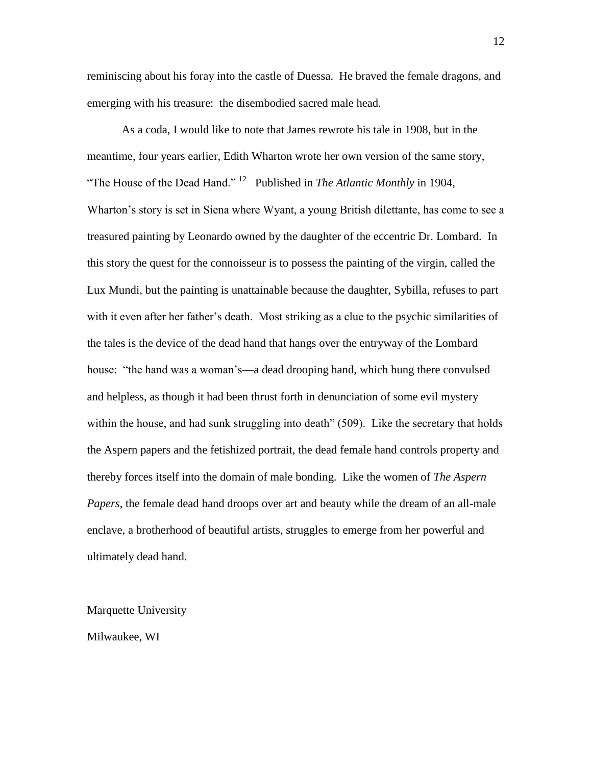reminiscing about his foray into the castle of Duessa. He braved the female dragons, and emerging with his treasure: the disembodied sacred male head.

As a coda, I would like to note that James rewrote his tale in 1908, but in the meantime, four years earlier, Edith Wharton wrote her own version of the same story, "The House of the Dead Hand." [12] Published in *The Atlantic Monthly* in 1904, Wharton's story is set in Siena where Wyant, a young British dilettante, has come to see a treasured painting by Leonardo owned by the daughter of the eccentric Dr. Lombard. In this story the quest for the connoisseur is to possess the painting of the virgin, called the Lux Mundi, but the painting is unattainable because the daughter, Sybilla, refuses to part with it even after her father's death. Most striking as a clue to the psychic similarities of the tales is the device of the dead hand that hangs over the entryway of the Lombard house: "the hand was a woman's—a dead drooping hand, which hung there convulsed and helpless, as though it had been thrust forth in denunciation of some evil mystery within the house, and had sunk struggling into death" (509). Like the secretary that holds the Aspern papers and the fetishized portrait, the dead female hand controls property and thereby forces itself into the domain of male bonding. Like the women of *The Aspern Papers*, the female dead hand droops over art and beauty while the dream of an all-male enclave, a brotherhood of beautiful artists, struggles to emerge from her powerful and ultimately dead hand.

Marquette University

Milwaukee, WI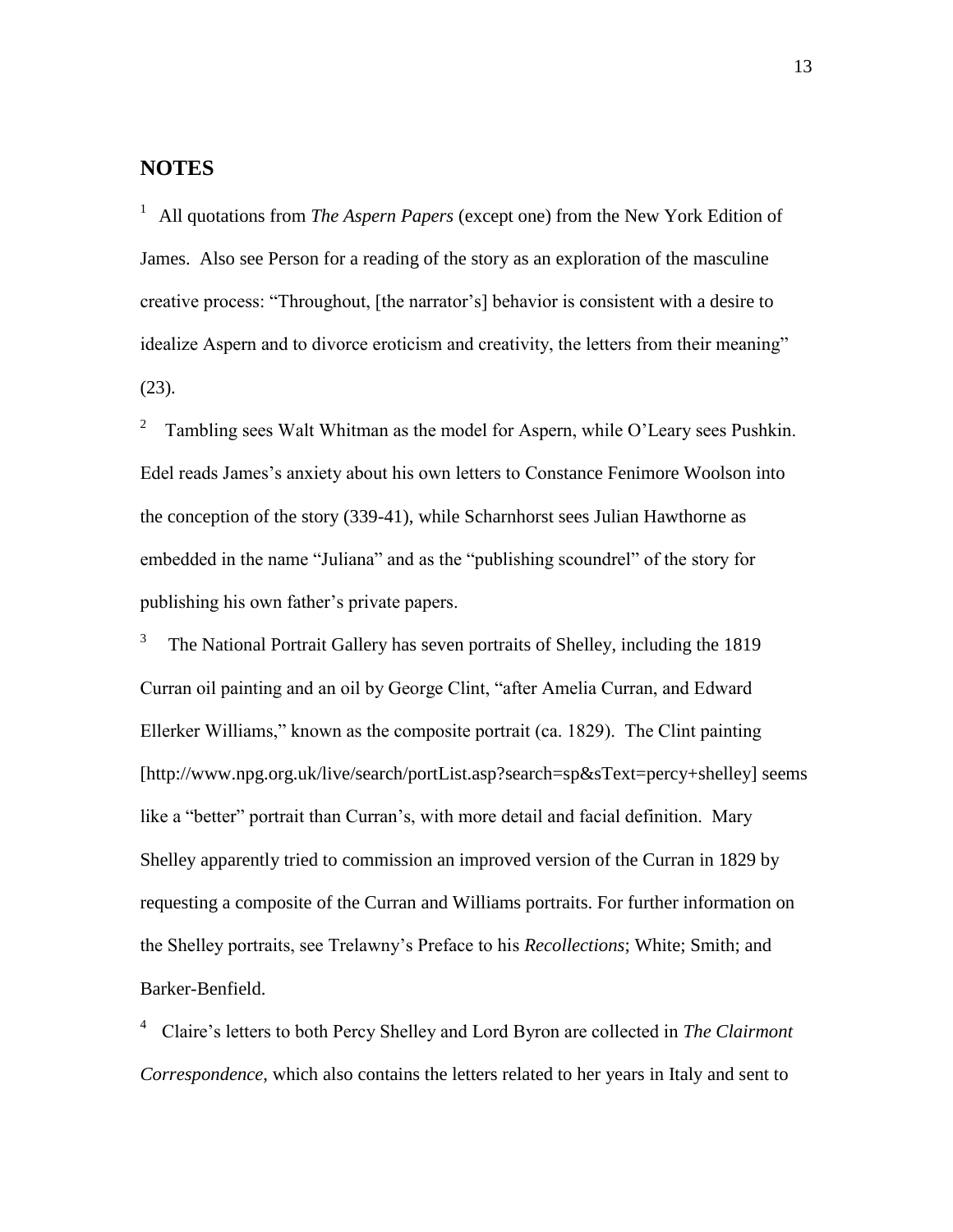## NOTES

[1] All quotations from *The Aspern Papers* (except one) from the New York Edition of James. Also see Person for a reading of the story as an exploration of the masculine creative process: "Throughout, [the narrator's] behavior is consistent with a desire to idealize Aspern and to divorce eroticism and creativity, the letters from their meaning" (23).

[2] Tambling sees Walt Whitman as the model for Aspern, while O'Leary sees Pushkin. Edel reads James's anxiety about his own letters to Constance Fenimore Woolson into the conception of the story (339-41), while Scharnhorst sees Julian Hawthorne as embedded in the name "Juliana" and as the "publishing scoundrel" of the story for publishing his own father's private papers.

[3] The National Portrait Gallery has seven portraits of Shelley, including the 1819 Curran oil painting and an oil by George Clint, "after Amelia Curran, and Edward Ellerker Williams," known as the composite portrait (ca. 1829). The Clint painting [http://www.npg.org.uk/live/search/portList.asp?search=sp&sText=percy+shelley] seems like a "better" portrait than Curran's, with more detail and facial definition. Mary Shelley apparently tried to commission an improved version of the Curran in 1829 by requesting a composite of the Curran and Williams portraits. For further information on the Shelley portraits, see Trelawny's Preface to his *Recollections*; White; Smith; and Barker-Benfield.

[4] Claire's letters to both Percy Shelley and Lord Byron are collected in *The Clairmont Correspondence*, which also contains the letters related to her years in Italy and sent to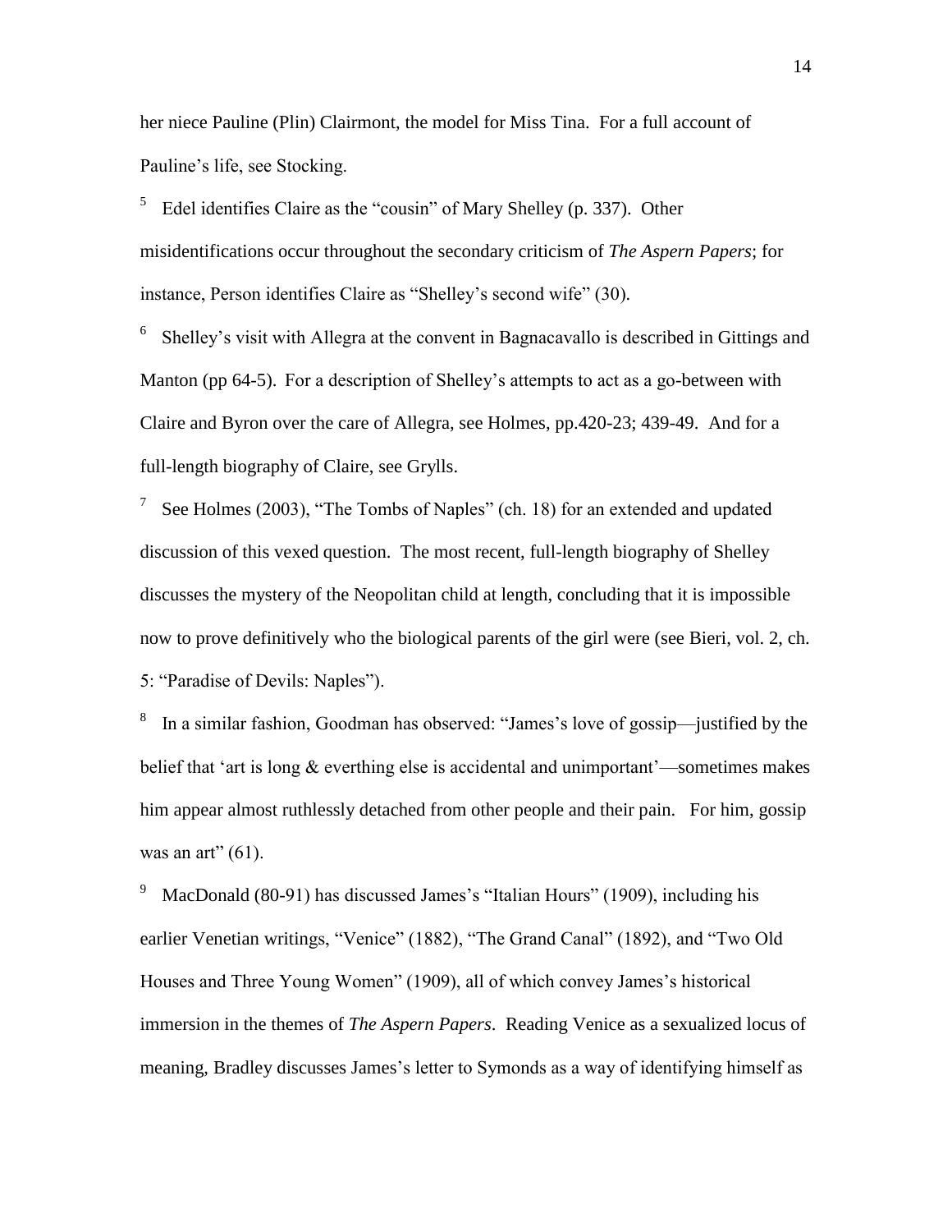her niece Pauline (Plin) Clairmont, the model for Miss Tina. For a full account of Pauline's life, see Stocking.

[5] Edel identifies Claire as the "cousin" of Mary Shelley (p. 337). Other misidentifications occur throughout the secondary criticism of *The Aspern Papers*; for instance, Person identifies Claire as "Shelley's second wife" (30).

[6] Shelley's visit with Allegra at the convent in Bagnacavallo is described in Gittings and Manton (pp 64-5). For a description of Shelley's attempts to act as a go-between with Claire and Byron over the care of Allegra, see Holmes, pp.420-23; 439-49. And for a full-length biography of Claire, see Grylls.

[7] See Holmes (2003), "The Tombs of Naples" (ch. 18) for an extended and updated discussion of this vexed question. The most recent, full-length biography of Shelley discusses the mystery of the Neopolitan child at length, concluding that it is impossible now to prove definitively who the biological parents of the girl were (see Bieri, vol. 2, ch. 5: "Paradise of Devils: Naples").

[8] In a similar fashion, Goodman has observed: "James's love of gossip—justified by the belief that 'art is long & everthing else is accidental and unimportant'—sometimes makes him appear almost ruthlessly detached from other people and their pain. For him, gossip was an art" (61).

[9] MacDonald (80-91) has discussed James's "Italian Hours" (1909), including his earlier Venetian writings, "Venice" (1882), "The Grand Canal" (1892), and "Two Old Houses and Three Young Women" (1909), all of which convey James's historical immersion in the themes of *The Aspern Papers*. Reading Venice as a sexualized locus of meaning, Bradley discusses James's letter to Symonds as a way of identifying himself as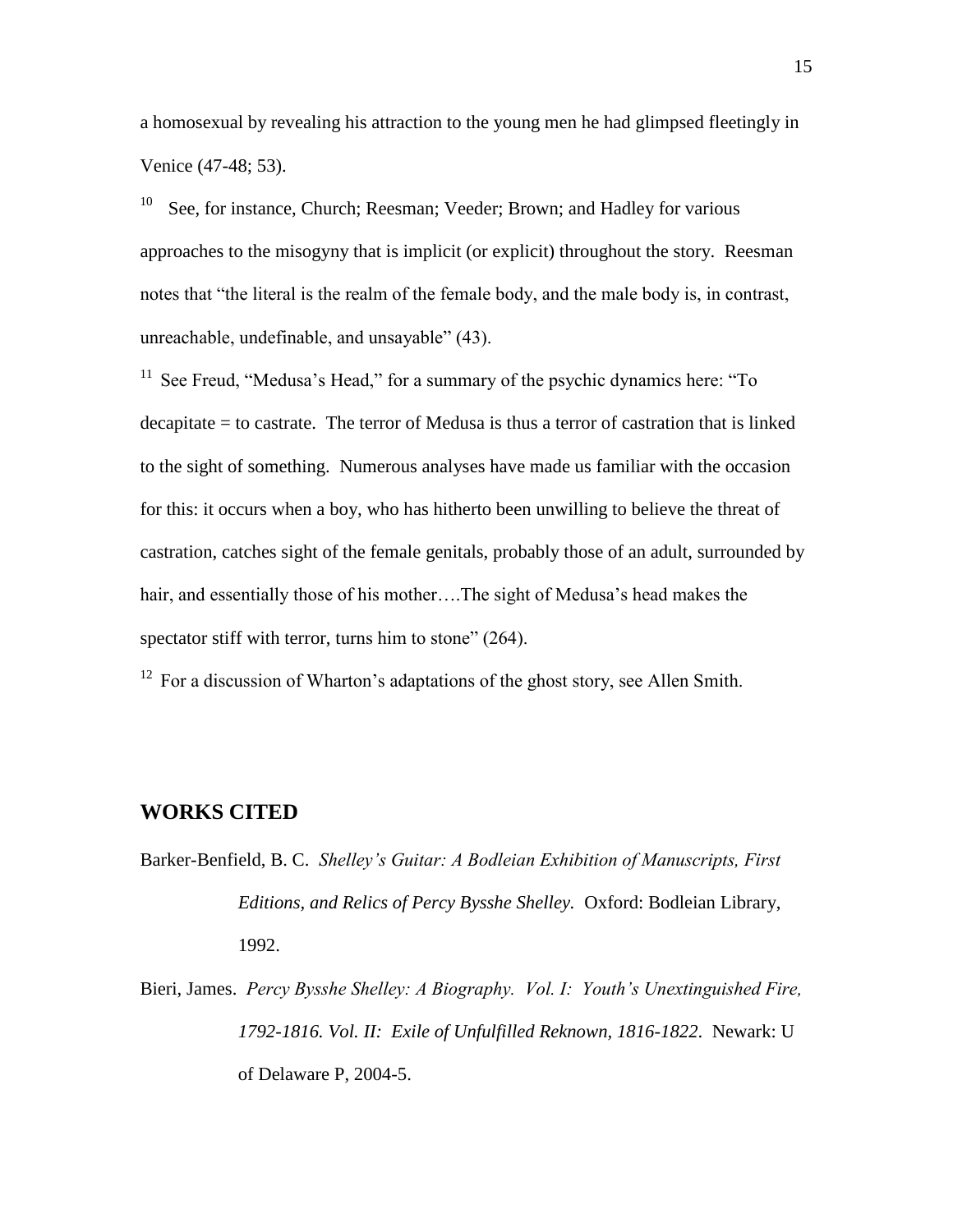a homosexual by revealing his attraction to the young men he had glimpsed fleetingly in Venice (47-48; 53).

[10] See, for instance, Church; Reesman; Veeder; Brown; and Hadley for various approaches to the misogyny that is implicit (or explicit) throughout the story. Reesman notes that "the literal is the realm of the female body, and the male body is, in contrast, unreachable, undefinable, and unsayable" (43).

[11] See Freud, "Medusa's Head," for a summary of the psychic dynamics here: "To decapitate = to castrate. The terror of Medusa is thus a terror of castration that is linked to the sight of something. Numerous analyses have made us familiar with the occasion for this: it occurs when a boy, who has hitherto been unwilling to believe the threat of castration, catches sight of the female genitals, probably those of an adult, surrounded by hair, and essentially those of his mother….The sight of Medusa's head makes the spectator stiff with terror, turns him to stone" (264).

[12] For a discussion of Wharton's adaptations of the ghost story, see Allen Smith.

## WORKS CITED

Barker-Benfield, B. C. *Shelley's Guitar: A Bodleian Exhibition of Manuscripts, First Editions, and Relics of Percy Bysshe Shelley.* Oxford: Bodleian Library, 1992.

Bieri, James. *Percy Bysshe Shelley: A Biography. Vol. I: Youth's Unextinguished Fire, 1792-1816. Vol. II: Exile of Unfulfilled Reknown, 1816-1822*. Newark: U of Delaware P, 2004-5.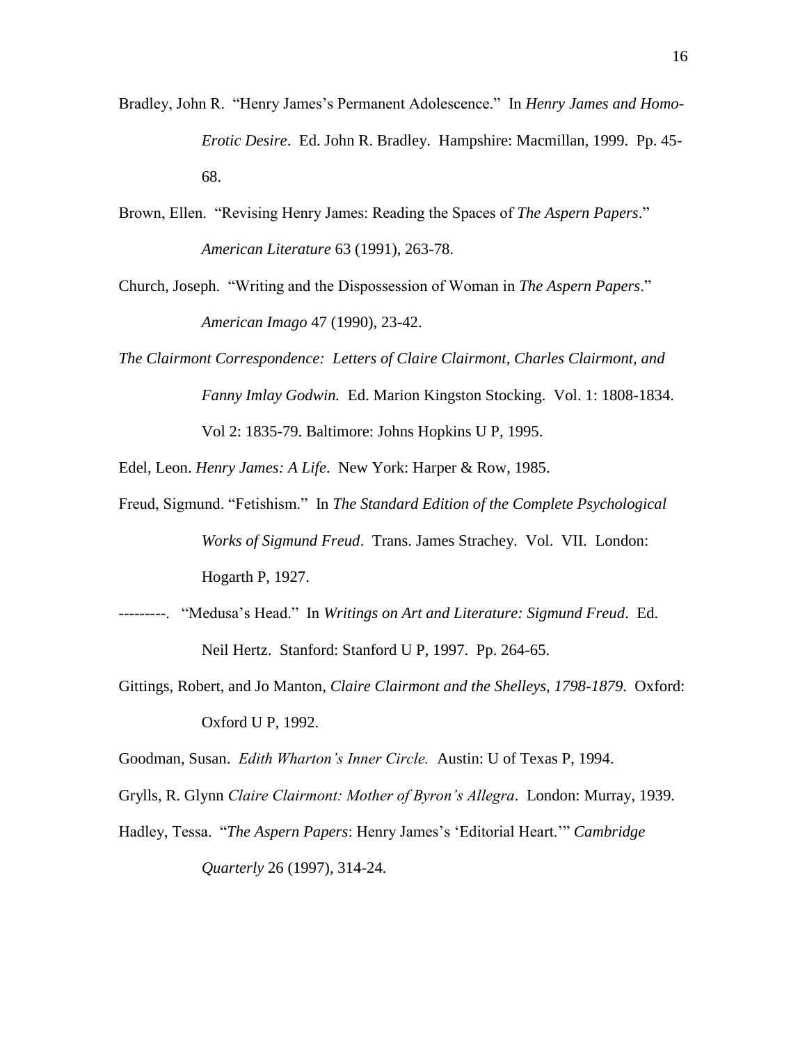Bradley, John R. "Henry James's Permanent Adolescence." In *Henry James and Homo-Erotic Desire*. Ed. John R. Bradley. Hampshire: Macmillan, 1999. Pp. 45-68.

Brown, Ellen. "Revising Henry James: Reading the Spaces of *The Aspern Papers*." *American Literature* 63 (1991), 263-78.

Church, Joseph. "Writing and the Dispossession of Woman in *The Aspern Papers*." *American Imago* 47 (1990), 23-42.

*The Clairmont Correspondence: Letters of Claire Clairmont, Charles Clairmont, and Fanny Imlay Godwin.* Ed. Marion Kingston Stocking. Vol. 1: 1808-1834. Vol 2: 1835-79. Baltimore: Johns Hopkins U P, 1995.

Edel, Leon. *Henry James: A Life*. New York: Harper & Row, 1985.

Freud, Sigmund. "Fetishism." In *The Standard Edition of the Complete Psychological Works of Sigmund Freud*. Trans. James Strachey. Vol. VII. London: Hogarth P, 1927.

---------. "Medusa's Head." In *Writings on Art and Literature: Sigmund Freud*. Ed. Neil Hertz. Stanford: Stanford U P, 1997. Pp. 264-65.

Gittings, Robert, and Jo Manton, *Claire Clairmont and the Shelleys, 1798-1879*. Oxford: Oxford U P, 1992.

Goodman, Susan. *Edith Wharton's Inner Circle.* Austin: U of Texas P, 1994.

Grylls, R. Glynn *Claire Clairmont: Mother of Byron's Allegra*. London: Murray, 1939.

Hadley, Tessa. "*The Aspern Papers*: Henry James's 'Editorial Heart.'" *Cambridge Quarterly* 26 (1997), 314-24.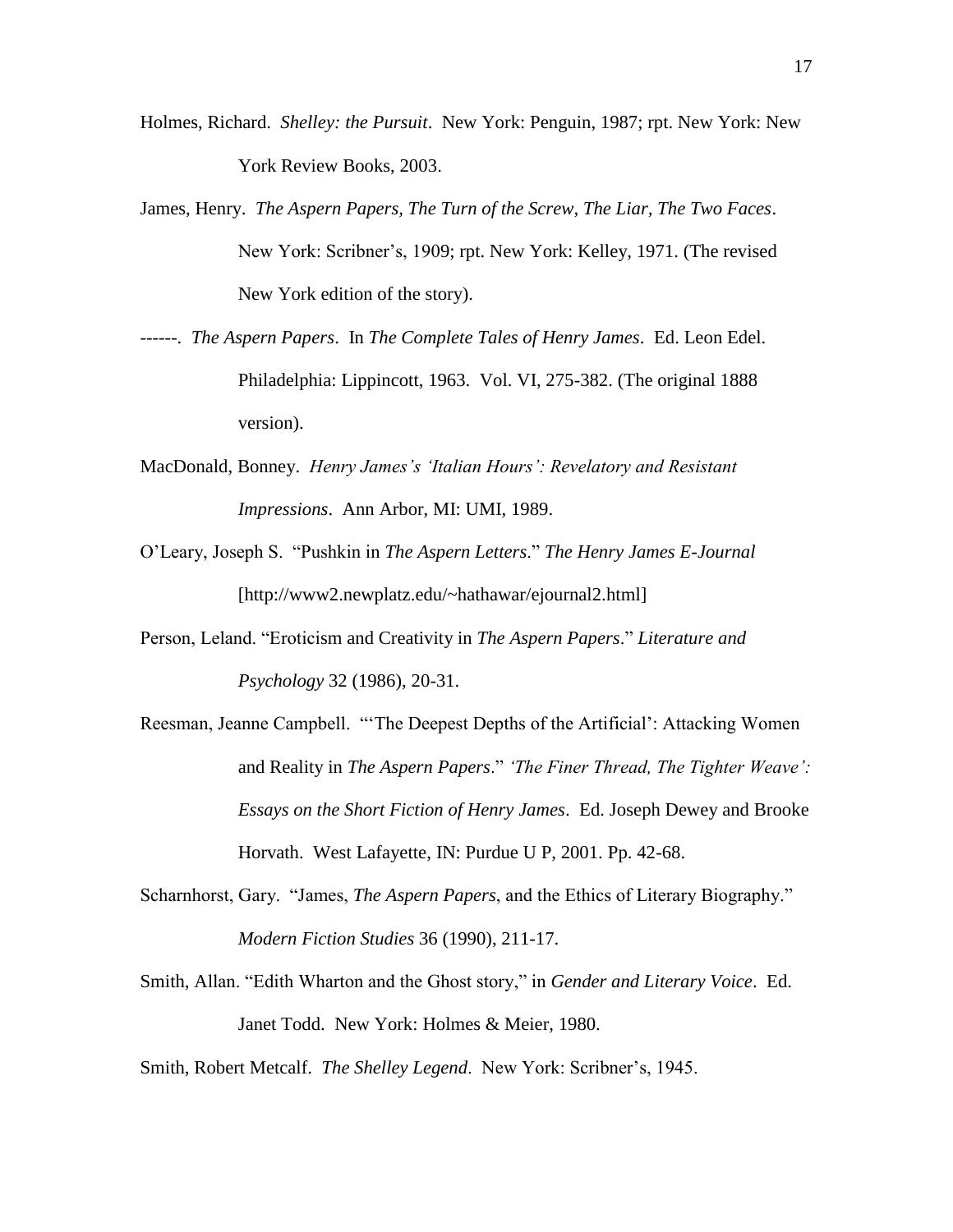Holmes, Richard. *Shelley: the Pursuit*. New York: Penguin, 1987; rpt. New York: New York Review Books, 2003.

James, Henry. *The Aspern Papers, The Turn of the Screw, The Liar, The Two Faces*. New York: Scribner's, 1909; rpt. New York: Kelley, 1971. (The revised New York edition of the story).

------. *The Aspern Papers*. In *The Complete Tales of Henry James*. Ed. Leon Edel. Philadelphia: Lippincott, 1963. Vol. VI, 275-382. (The original 1888 version).

MacDonald, Bonney. *Henry James's 'Italian Hours': Revelatory and Resistant Impressions*. Ann Arbor, MI: UMI, 1989.

O'Leary, Joseph S. "Pushkin in *The Aspern Letters*." *The Henry James E-Journal* [http://www2.newplatz.edu/~hathawar/ejournal2.html]

Person, Leland. "Eroticism and Creativity in *The Aspern Papers*." *Literature and Psychology* 32 (1986), 20-31.

Reesman, Jeanne Campbell. "'The Deepest Depths of the Artificial': Attacking Women and Reality in *The Aspern Papers*." *'The Finer Thread, The Tighter Weave': Essays on the Short Fiction of Henry James*. Ed. Joseph Dewey and Brooke Horvath. West Lafayette, IN: Purdue U P, 2001. Pp. 42-68.

Scharnhorst, Gary. "James, *The Aspern Papers*, and the Ethics of Literary Biography." *Modern Fiction Studies* 36 (1990), 211-17.

Smith, Allan. "Edith Wharton and the Ghost story," in *Gender and Literary Voice*. Ed. Janet Todd. New York: Holmes & Meier, 1980.

Smith, Robert Metcalf. *The Shelley Legend*. New York: Scribner's, 1945.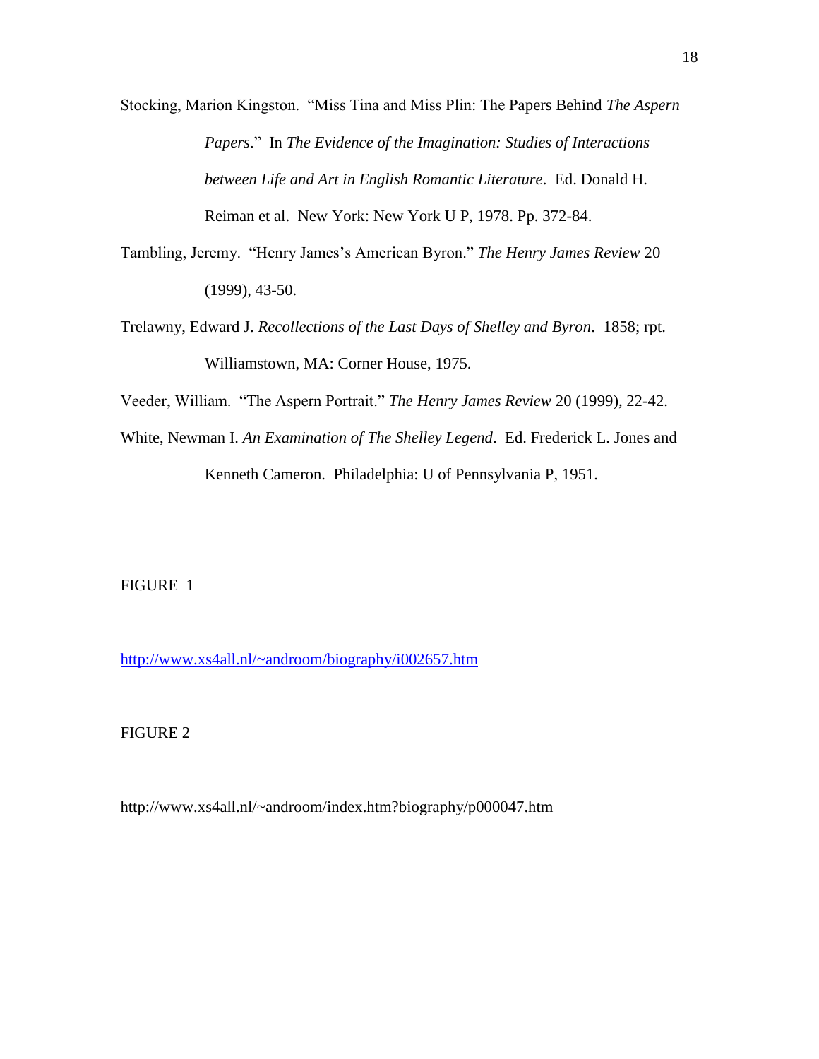Stocking, Marion Kingston. "Miss Tina and Miss Plin: The Papers Behind *The Aspern Papers*." In *The Evidence of the Imagination: Studies of Interactions between Life and Art in English Romantic Literature*. Ed. Donald H. Reiman et al. New York: New York U P, 1978. Pp. 372-84.

Tambling, Jeremy. "Henry James's American Byron." *The Henry James Review* 20 (1999), 43-50.

Trelawny, Edward J. *Recollections of the Last Days of Shelley and Byron*. 1858; rpt. Williamstown, MA: Corner House, 1975.

Veeder, William. "The Aspern Portrait." *The Henry James Review* 20 (1999), 22-42.

White, Newman I. *An Examination of The Shelley Legend*. Ed. Frederick L. Jones and Kenneth Cameron. Philadelphia: U of Pennsylvania P, 1951.

FIGURE 1

http://www.xs4all.nl/~androom/biography/i002657.htm

FIGURE 2

http://www.xs4all.nl/~androom/index.htm?biography/p000047.htm